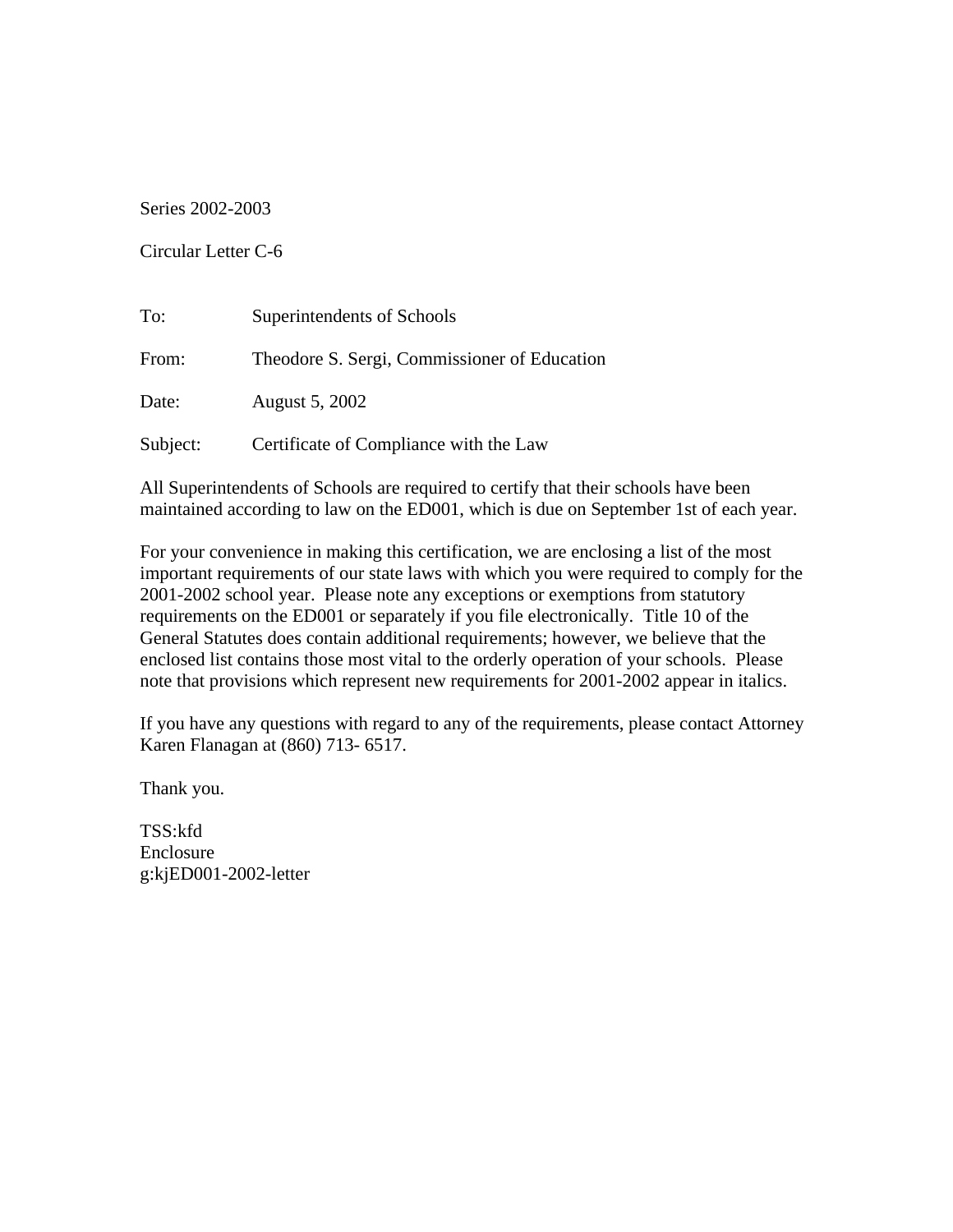Series 2002-2003

Circular Letter C-6

| | |
|---|---|
| To: | Superintendents of Schools |
| From: | Theodore S. Sergi, Commissioner of Education |
| Date: | August 5, 2002 |
| Subject: | Certificate of Compliance with the Law |

All Superintendents of Schools are required to certify that their schools have been maintained according to law on the ED001, which is due on September 1st of each year.

For your convenience in making this certification, we are enclosing a list of the most important requirements of our state laws with which you were required to comply for the 2001-2002 school year. Please note any exceptions or exemptions from statutory requirements on the ED001 or separately if you file electronically. Title 10 of the General Statutes does contain additional requirements; however, we believe that the enclosed list contains those most vital to the orderly operation of your schools. Please note that provisions which represent new requirements for 2001-2002 appear in italics.

If you have any questions with regard to any of the requirements, please contact Attorney Karen Flanagan at (860) 713- 6517.

Thank you.

TSS:kfd
Enclosure
g:kjED001-2002-letter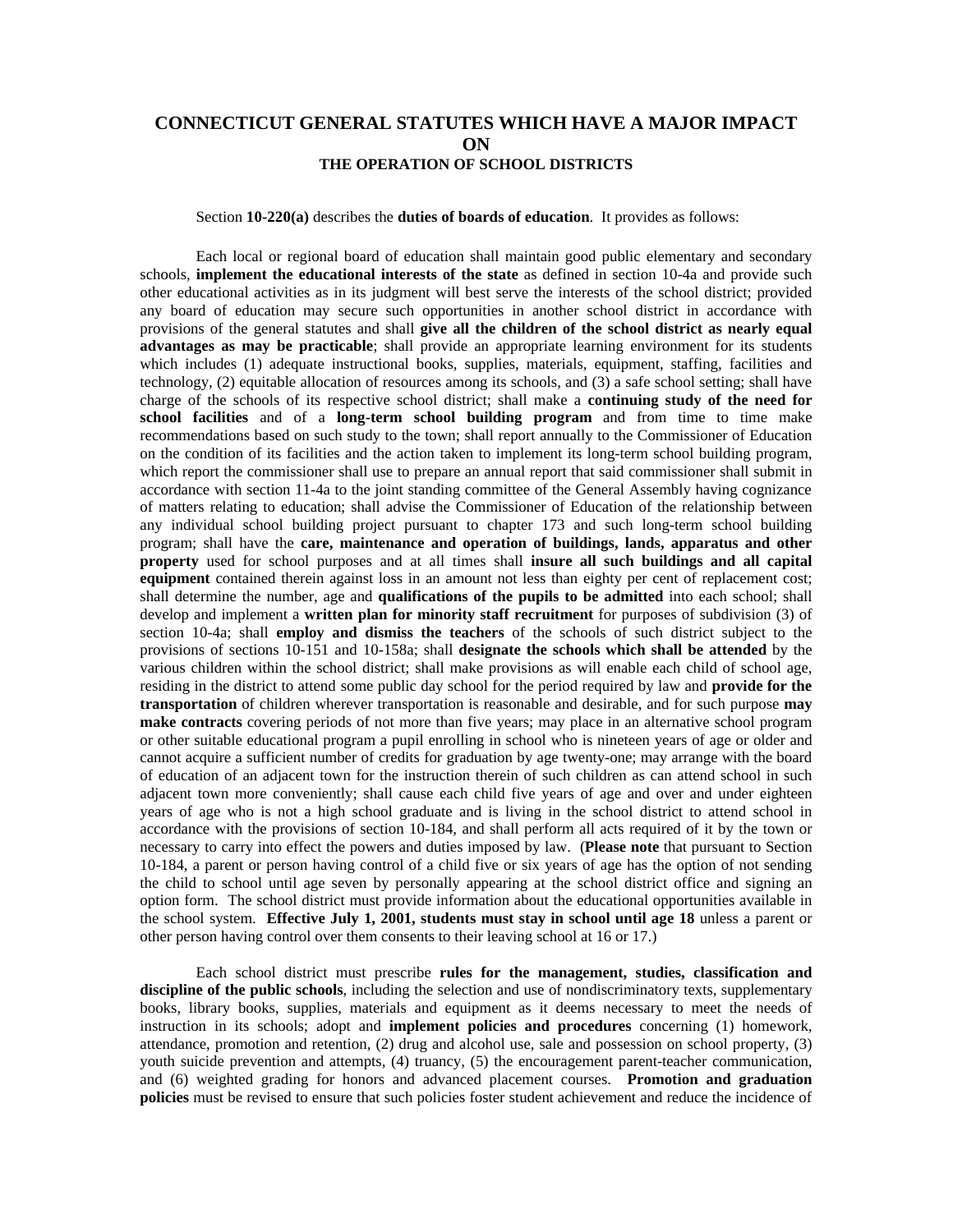# CONNECTICUT GENERAL STATUTES WHICH HAVE A MAJOR IMPACT ON
## THE OPERATION OF SCHOOL DISTRICTS

Section **10-220(a)** describes the **duties of boards of education**. It provides as follows:

Each local or regional board of education shall maintain good public elementary and secondary schools, **implement the educational interests of the state** as defined in section 10-4a and provide such other educational activities as in its judgment will best serve the interests of the school district; provided any board of education may secure such opportunities in another school district in accordance with provisions of the general statutes and shall **give all the children of the school district as nearly equal advantages as may be practicable**; shall provide an appropriate learning environment for its students which includes (1) adequate instructional books, supplies, materials, equipment, staffing, facilities and technology, (2) equitable allocation of resources among its schools, and (3) a safe school setting; shall have charge of the schools of its respective school district; shall make a **continuing study of the need for school facilities** and of a **long-term school building program** and from time to time make recommendations based on such study to the town; shall report annually to the Commissioner of Education on the condition of its facilities and the action taken to implement its long-term school building program, which report the commissioner shall use to prepare an annual report that said commissioner shall submit in accordance with section 11-4a to the joint standing committee of the General Assembly having cognizance of matters relating to education; shall advise the Commissioner of Education of the relationship between any individual school building project pursuant to chapter 173 and such long-term school building program; shall have the **care, maintenance and operation of buildings, lands, apparatus and other property** used for school purposes and at all times shall **insure all such buildings and all capital equipment** contained therein against loss in an amount not less than eighty per cent of replacement cost; shall determine the number, age and **qualifications of the pupils to be admitted** into each school; shall develop and implement a **written plan for minority staff recruitment** for purposes of subdivision (3) of section 10-4a; shall **employ and dismiss the teachers** of the schools of such district subject to the provisions of sections 10-151 and 10-158a; shall **designate the schools which shall be attended** by the various children within the school district; shall make provisions as will enable each child of school age, residing in the district to attend some public day school for the period required by law and **provide for the transportation** of children wherever transportation is reasonable and desirable, and for such purpose **may make contracts** covering periods of not more than five years; may place in an alternative school program or other suitable educational program a pupil enrolling in school who is nineteen years of age or older and cannot acquire a sufficient number of credits for graduation by age twenty-one; may arrange with the board of education of an adjacent town for the instruction therein of such children as can attend school in such adjacent town more conveniently; shall cause each child five years of age and over and under eighteen years of age who is not a high school graduate and is living in the school district to attend school in accordance with the provisions of section 10-184, and shall perform all acts required of it by the town or necessary to carry into effect the powers and duties imposed by law. (**Please note** that pursuant to Section 10-184, a parent or person having control of a child five or six years of age has the option of not sending the child to school until age seven by personally appearing at the school district office and signing an option form. The school district must provide information about the educational opportunities available in the school system. **Effective July 1, 2001, students must stay in school until age 18** unless a parent or other person having control over them consents to their leaving school at 16 or 17.)

Each school district must prescribe **rules for the management, studies, classification and discipline of the public schools**, including the selection and use of nondiscriminatory texts, supplementary books, library books, supplies, materials and equipment as it deems necessary to meet the needs of instruction in its schools; adopt and **implement policies and procedures** concerning (1) homework, attendance, promotion and retention, (2) drug and alcohol use, sale and possession on school property, (3) youth suicide prevention and attempts, (4) truancy, (5) the encouragement parent-teacher communication, and (6) weighted grading for honors and advanced placement courses. **Promotion and graduation policies** must be revised to ensure that such policies foster student achievement and reduce the incidence of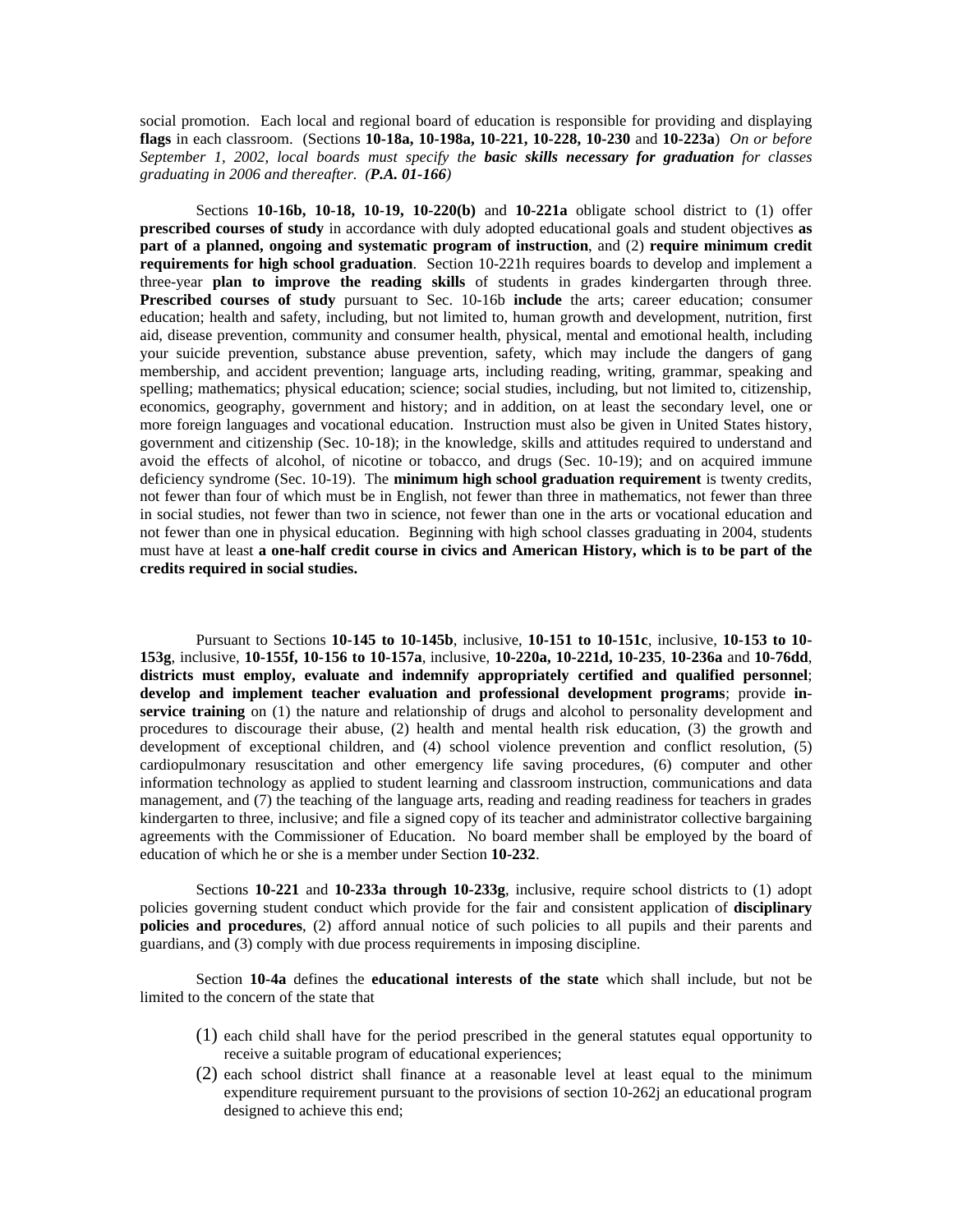social promotion. Each local and regional board of education is responsible for providing and displaying **flags** in each classroom. (Sections **10-18a, 10-198a, 10-221, 10-228, 10-230** and **10-223a**) *On or before September 1, 2002, local boards must specify the **basic skills necessary for graduation** for classes graduating in 2006 and thereafter. (**P.A. 01-166**)*

Sections **10-16b, 10-18, 10-19, 10-220(b)** and **10-221a** obligate school district to (1) offer **prescribed courses of study** in accordance with duly adopted educational goals and student objectives **as part of a planned, ongoing and systematic program of instruction**, and (2) **require minimum credit requirements for high school graduation**. Section 10-221h requires boards to develop and implement a three-year **plan to improve the reading skills** of students in grades kindergarten through three. **Prescribed courses of study** pursuant to Sec. 10-16b **include** the arts; career education; consumer education; health and safety, including, but not limited to, human growth and development, nutrition, first aid, disease prevention, community and consumer health, physical, mental and emotional health, including your suicide prevention, substance abuse prevention, safety, which may include the dangers of gang membership, and accident prevention; language arts, including reading, writing, grammar, speaking and spelling; mathematics; physical education; science; social studies, including, but not limited to, citizenship, economics, geography, government and history; and in addition, on at least the secondary level, one or more foreign languages and vocational education. Instruction must also be given in United States history, government and citizenship (Sec. 10-18); in the knowledge, skills and attitudes required to understand and avoid the effects of alcohol, of nicotine or tobacco, and drugs (Sec. 10-19); and on acquired immune deficiency syndrome (Sec. 10-19). The **minimum high school graduation requirement** is twenty credits, not fewer than four of which must be in English, not fewer than three in mathematics, not fewer than three in social studies, not fewer than two in science, not fewer than one in the arts or vocational education and not fewer than one in physical education. Beginning with high school classes graduating in 2004, students must have at least **a one-half credit course in civics and American History, which is to be part of the credits required in social studies.**

Pursuant to Sections **10-145 to 10-145b**, inclusive, **10-151 to 10-151c**, inclusive, **10-153 to 10-153g**, inclusive, **10-155f, 10-156 to 10-157a**, inclusive, **10-220a, 10-221d, 10-235**, **10-236a** and **10-76dd**, **districts must employ, evaluate and indemnify appropriately certified and qualified personnel**; **develop and implement teacher evaluation and professional development programs**; provide **in-service training** on (1) the nature and relationship of drugs and alcohol to personality development and procedures to discourage their abuse, (2) health and mental health risk education, (3) the growth and development of exceptional children, and (4) school violence prevention and conflict resolution, (5) cardiopulmonary resuscitation and other emergency life saving procedures, (6) computer and other information technology as applied to student learning and classroom instruction, communications and data management, and (7) the teaching of the language arts, reading and reading readiness for teachers in grades kindergarten to three, inclusive; and file a signed copy of its teacher and administrator collective bargaining agreements with the Commissioner of Education. No board member shall be employed by the board of education of which he or she is a member under Section **10-232**.

Sections **10-221** and **10-233a through 10-233g**, inclusive, require school districts to (1) adopt policies governing student conduct which provide for the fair and consistent application of **disciplinary policies and procedures**, (2) afford annual notice of such policies to all pupils and their parents and guardians, and (3) comply with due process requirements in imposing discipline.

Section **10-4a** defines the **educational interests of the state** which shall include, but not be limited to the concern of the state that

(1) each child shall have for the period prescribed in the general statutes equal opportunity to receive a suitable program of educational experiences;

(2) each school district shall finance at a reasonable level at least equal to the minimum expenditure requirement pursuant to the provisions of section 10-262j an educational program designed to achieve this end;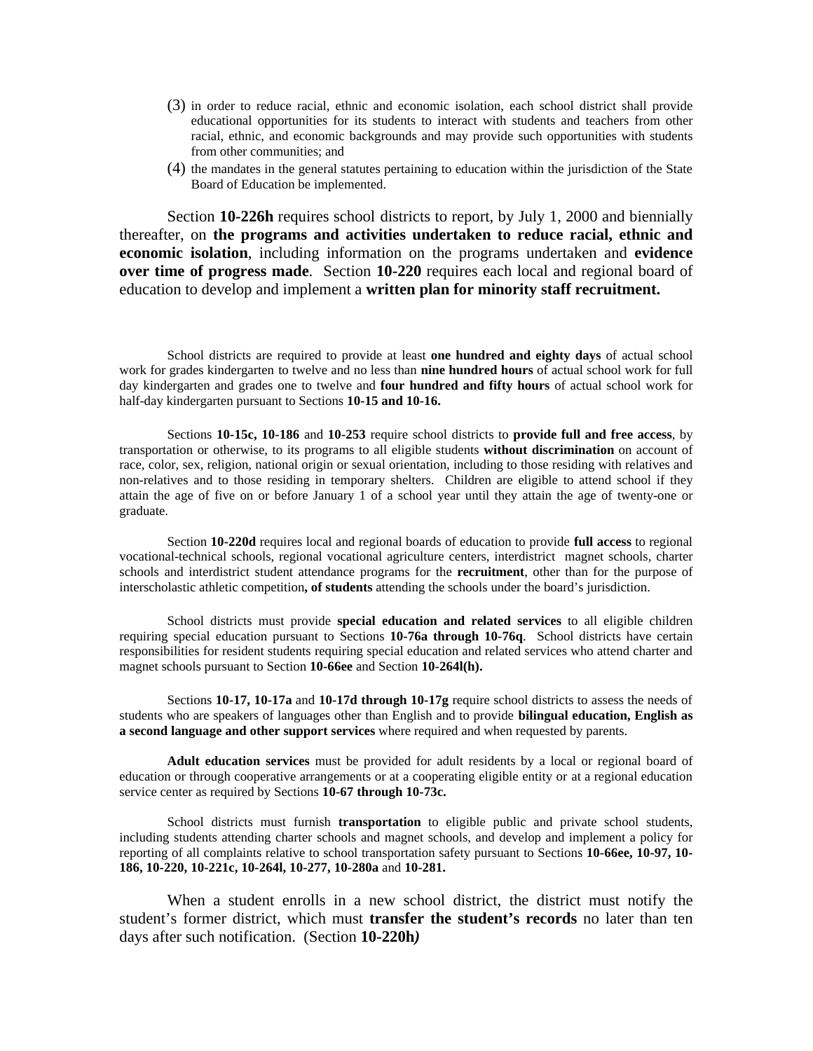(3) in order to reduce racial, ethnic and economic isolation, each school district shall provide educational opportunities for its students to interact with students and teachers from other racial, ethnic, and economic backgrounds and may provide such opportunities with students from other communities; and

(4) the mandates in the general statutes pertaining to education within the jurisdiction of the State Board of Education be implemented.

Section **10-226h** requires school districts to report, by July 1, 2000 and biennially thereafter, on **the programs and activities undertaken to reduce racial, ethnic and economic isolation**, including information on the programs undertaken and **evidence over time of progress made**. Section **10-220** requires each local and regional board of education to develop and implement a **written plan for minority staff recruitment.**

School districts are required to provide at least **one hundred and eighty days** of actual school work for grades kindergarten to twelve and no less than **nine hundred hours** of actual school work for full day kindergarten and grades one to twelve and **four hundred and fifty hours** of actual school work for half-day kindergarten pursuant to Sections **10-15 and 10-16.**

Sections **10-15c, 10-186** and **10-253** require school districts to **provide full and free access**, by transportation or otherwise, to its programs to all eligible students **without discrimination** on account of race, color, sex, religion, national origin or sexual orientation, including to those residing with relatives and non-relatives and to those residing in temporary shelters. Children are eligible to attend school if they attain the age of five on or before January 1 of a school year until they attain the age of twenty-one or graduate.

Section **10-220d** requires local and regional boards of education to provide **full access** to regional vocational-technical schools, regional vocational agriculture centers, interdistrict magnet schools, charter schools and interdistrict student attendance programs for the **recruitment**, other than for the purpose of interscholastic athletic competition**, of students** attending the schools under the board's jurisdiction.

School districts must provide **special education and related services** to all eligible children requiring special education pursuant to Sections **10-76a through 10-76q**. School districts have certain responsibilities for resident students requiring special education and related services who attend charter and magnet schools pursuant to Section **10-66ee** and Section **10-264l(h).**

Sections **10-17, 10-17a** and **10-17d through 10-17g** require school districts to assess the needs of students who are speakers of languages other than English and to provide **bilingual education, English as a second language and other support services** where required and when requested by parents.

**Adult education services** must be provided for adult residents by a local or regional board of education or through cooperative arrangements or at a cooperating eligible entity or at a regional education service center as required by Sections **10-67 through 10-73c.**

School districts must furnish **transportation** to eligible public and private school students, including students attending charter schools and magnet schools, and develop and implement a policy for reporting of all complaints relative to school transportation safety pursuant to Sections **10-66ee, 10-97, 10-186, 10-220, 10-221c, 10-264l, 10-277, 10-280a** and **10-281.**

When a student enrolls in a new school district, the district must notify the student's former district, which must **transfer the student's records** no later than ten days after such notification. (Section **10-220h***)*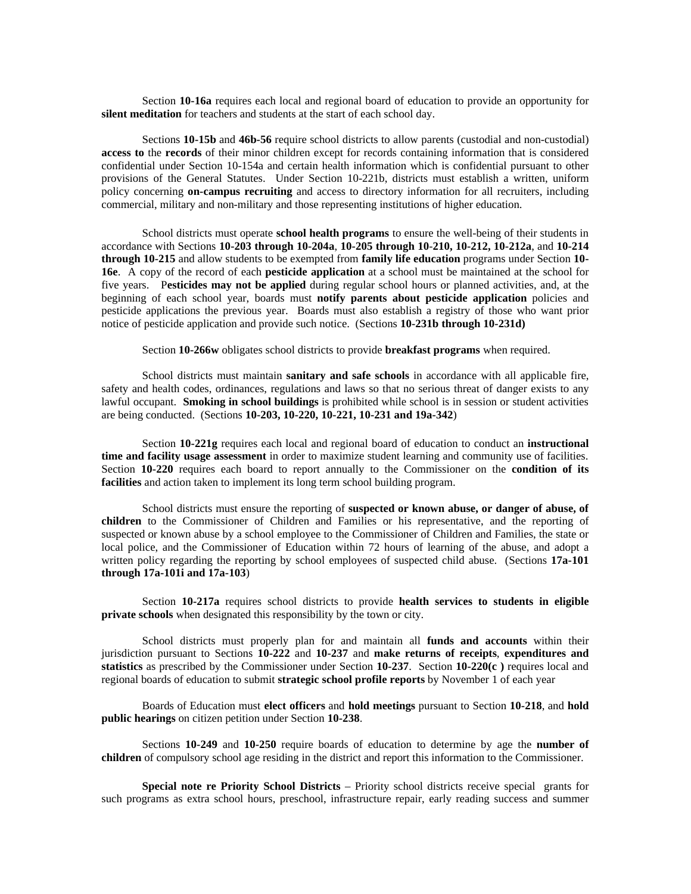Section **10-16a** requires each local and regional board of education to provide an opportunity for **silent meditation** for teachers and students at the start of each school day.

Sections **10-15b** and **46b-56** require school districts to allow parents (custodial and non-custodial) **access to** the **records** of their minor children except for records containing information that is considered confidential under Section 10-154a and certain health information which is confidential pursuant to other provisions of the General Statutes. Under Section 10-221b, districts must establish a written, uniform policy concerning **on-campus recruiting** and access to directory information for all recruiters, including commercial, military and non-military and those representing institutions of higher education.

School districts must operate **school health programs** to ensure the well-being of their students in accordance with Sections **10-203 through 10-204a**, **10-205 through 10-210, 10-212, 10-212a**, and **10-214 through 10-215** and allow students to be exempted from **family life education** programs under Section **10-16e**. A copy of the record of each **pesticide application** at a school must be maintained at the school for five years. P**esticides may not be applied** during regular school hours or planned activities, and, at the beginning of each school year, boards must **notify parents about pesticide application** policies and pesticide applications the previous year. Boards must also establish a registry of those who want prior notice of pesticide application and provide such notice. (Sections **10-231b through 10-231d)**

Section **10-266w** obligates school districts to provide **breakfast programs** when required.

School districts must maintain **sanitary and safe schools** in accordance with all applicable fire, safety and health codes, ordinances, regulations and laws so that no serious threat of danger exists to any lawful occupant. **Smoking in school buildings** is prohibited while school is in session or student activities are being conducted. (Sections **10-203, 10-220, 10-221, 10-231 and 19a-342**)

Section **10-221g** requires each local and regional board of education to conduct an **instructional time and facility usage assessment** in order to maximize student learning and community use of facilities. Section **10-220** requires each board to report annually to the Commissioner on the **condition of its facilities** and action taken to implement its long term school building program.

School districts must ensure the reporting of **suspected or known abuse, or danger of abuse, of children** to the Commissioner of Children and Families or his representative, and the reporting of suspected or known abuse by a school employee to the Commissioner of Children and Families, the state or local police, and the Commissioner of Education within 72 hours of learning of the abuse, and adopt a written policy regarding the reporting by school employees of suspected child abuse. (Sections **17a-101 through 17a-101i and 17a-103**)

Section **10-217a** requires school districts to provide **health services to students in eligible private schools** when designated this responsibility by the town or city.

School districts must properly plan for and maintain all **funds and accounts** within their jurisdiction pursuant to Sections **10-222** and **10-237** and **make returns of receipts**, **expenditures and statistics** as prescribed by the Commissioner under Section **10-237**. Section **10-220(c )** requires local and regional boards of education to submit **strategic school profile reports** by November 1 of each year

Boards of Education must **elect officers** and **hold meetings** pursuant to Section **10-218**, and **hold public hearings** on citizen petition under Section **10-238**.

Sections **10-249** and **10-250** require boards of education to determine by age the **number of children** of compulsory school age residing in the district and report this information to the Commissioner.

**Special note re Priority School Districts** – Priority school districts receive special grants for such programs as extra school hours, preschool, infrastructure repair, early reading success and summer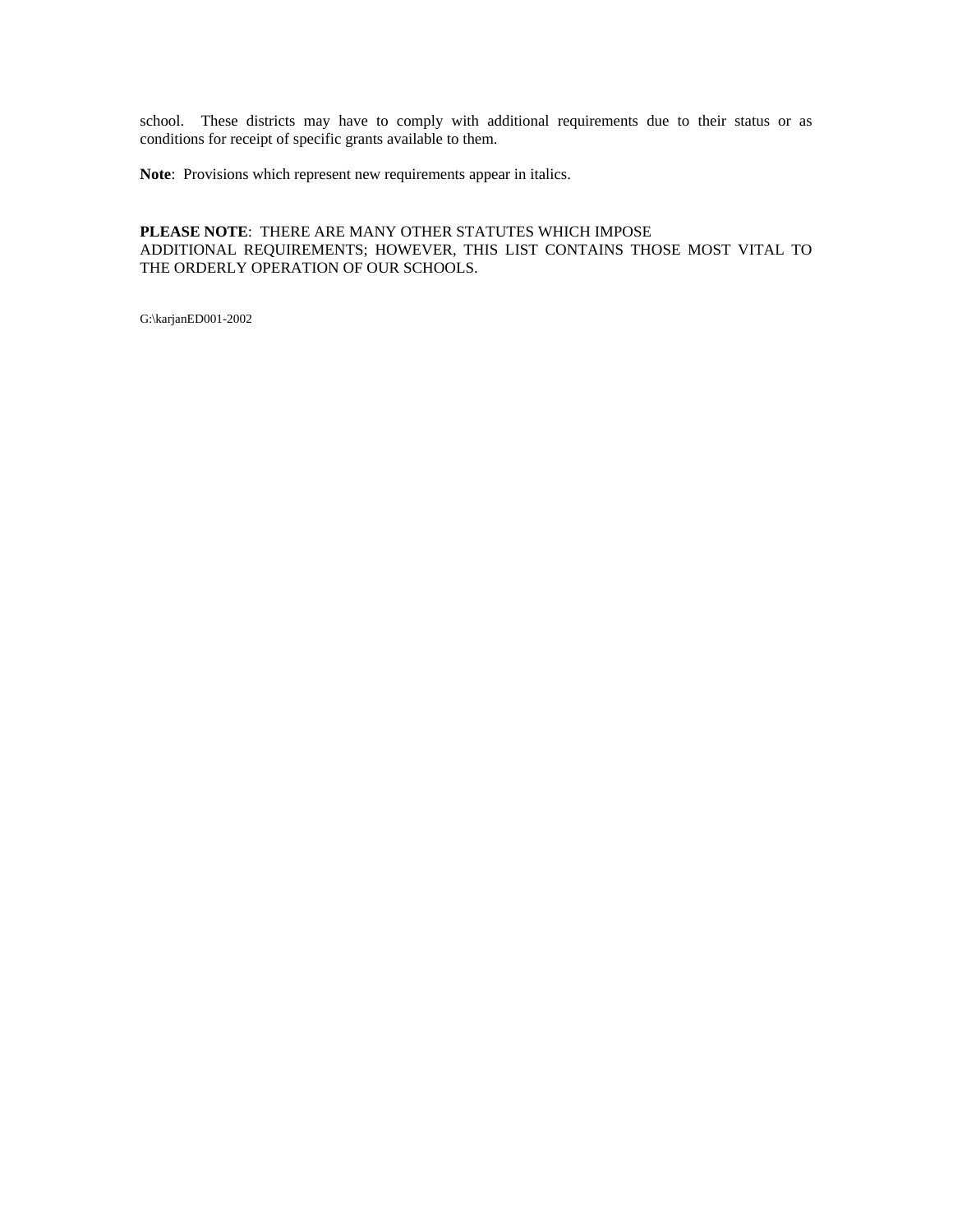school. These districts may have to comply with additional requirements due to their status or as conditions for receipt of specific grants available to them.

**Note**: Provisions which represent new requirements appear in italics.

**PLEASE NOTE**: THERE ARE MANY OTHER STATUTES WHICH IMPOSE ADDITIONAL REQUIREMENTS; HOWEVER, THIS LIST CONTAINS THOSE MOST VITAL TO THE ORDERLY OPERATION OF OUR SCHOOLS.

G:\karjanED001-2002